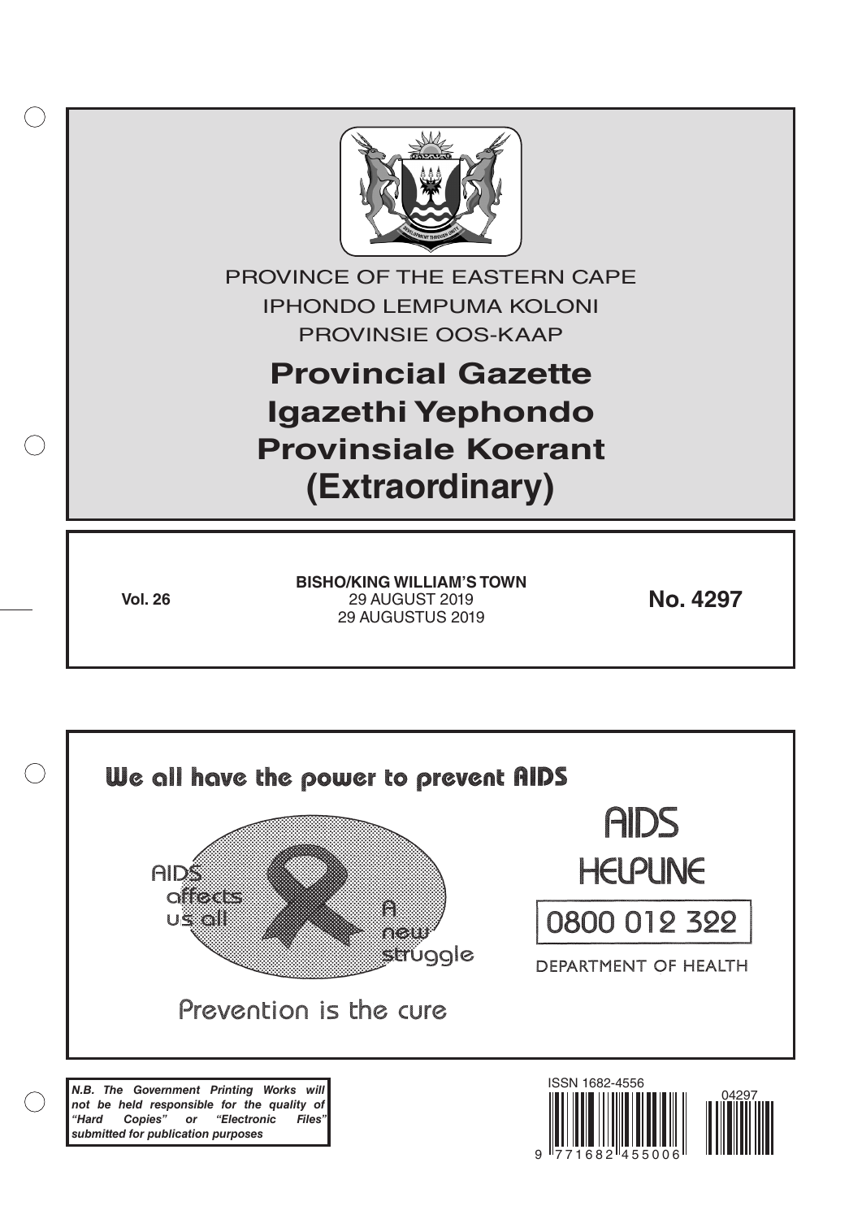PROVINCE OF THE EASTERN CAPE

IPHONDO LEMPUMA KOLONI

PROVINSIE OOS-KAAP

# Provincial Gazette
# Igazethi Yephondo
# Provinsiale Koerant
# (Extraordinary)

**Vol. 26**

**BISHO/KING WILLIAM'S TOWN**
29 AUGUST 2019
29 AUGUSTUS 2019

**No. 4297**

**We all have the power to prevent AIDS**

AIDS affects us all

A new struggle

Prevention is the cure

AIDS HELPLINE

0800 012 322

DEPARTMENT OF HEALTH

***N.B. The Government Printing Works will not be held responsible for the quality of "Hard Copies" or "Electronic Files" submitted for publication purposes***

ISSN 1682-4556

04297

9 771682 455006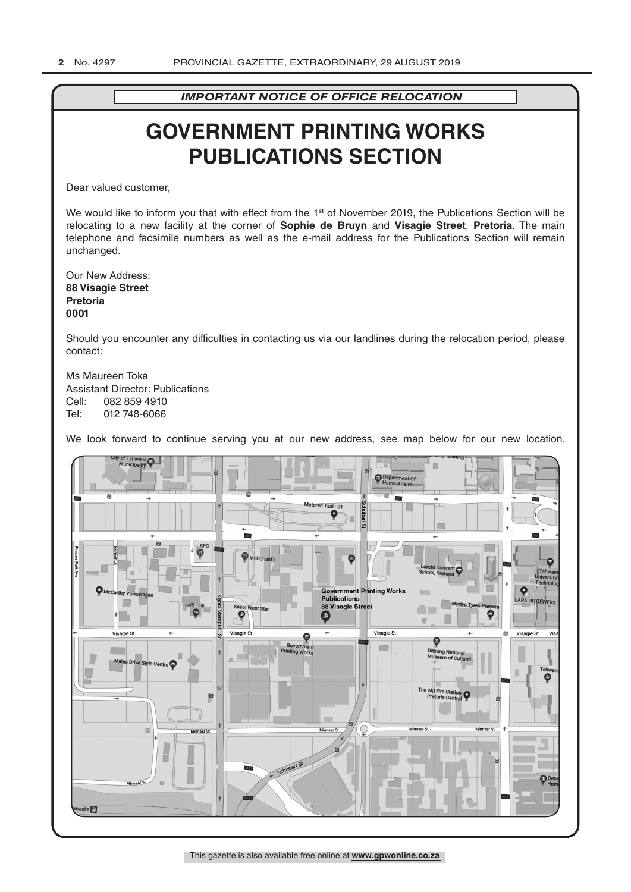*IMPORTANT NOTICE OF OFFICE RELOCATION*

# GOVERNMENT PRINTING WORKS PUBLICATIONS SECTION

Dear valued customer,

We would like to inform you that with effect from the 1st of November 2019, the Publications Section will be relocating to a new facility at the corner of **Sophie de Bruyn** and **Visagie Street**, **Pretoria**. The main telephone and facsimile numbers as well as the e-mail address for the Publications Section will remain unchanged.

Our New Address:
**88 Visagie Street**
**Pretoria**
**0001**

Should you encounter any difficulties in contacting us via our landlines during the relocation period, please contact:

Ms Maureen Toka
Assistant Director: Publications
Cell: 082 859 4910
Tel: 012 748-6066

We look forward to continue serving you at our new address, see map below for our new location.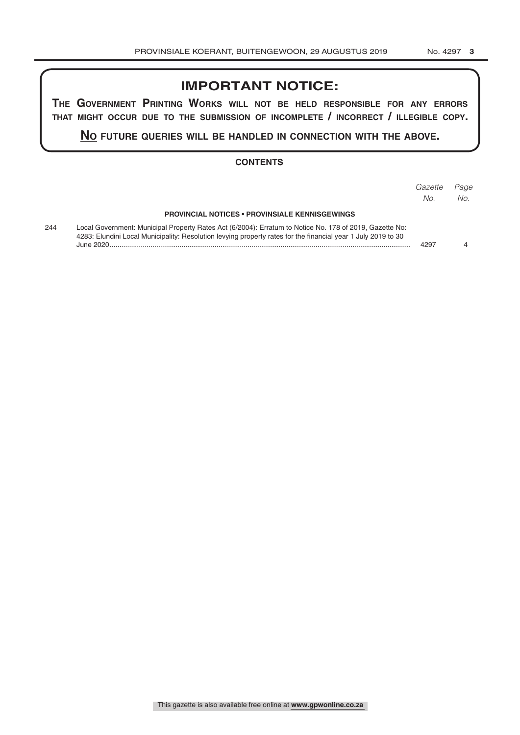## IMPORTANT NOTICE:

**THE GOVERNMENT PRINTING WORKS WILL NOT BE HELD RESPONSIBLE FOR ANY ERRORS THAT MIGHT OCCUR DUE TO THE SUBMISSION OF INCOMPLETE / INCORRECT / ILLEGIBLE COPY.**

**NO FUTURE QUERIES WILL BE HANDLED IN CONNECTION WITH THE ABOVE.**

### CONTENTS

| | | *Gazette No.* | *Page No.* |
|---|---|---|---|
| | **PROVINCIAL NOTICES • PROVINSIALE KENNISGEWINGS** | | |
| 244 | Local Government: Municipal Property Rates Act (6/2004): Erratum to Notice No. 178 of 2019, Gazette No: 4283: Elundini Local Municipality: Resolution levying property rates for the financial year 1 July 2019 to 30 June 2020 | 4297 | 4 |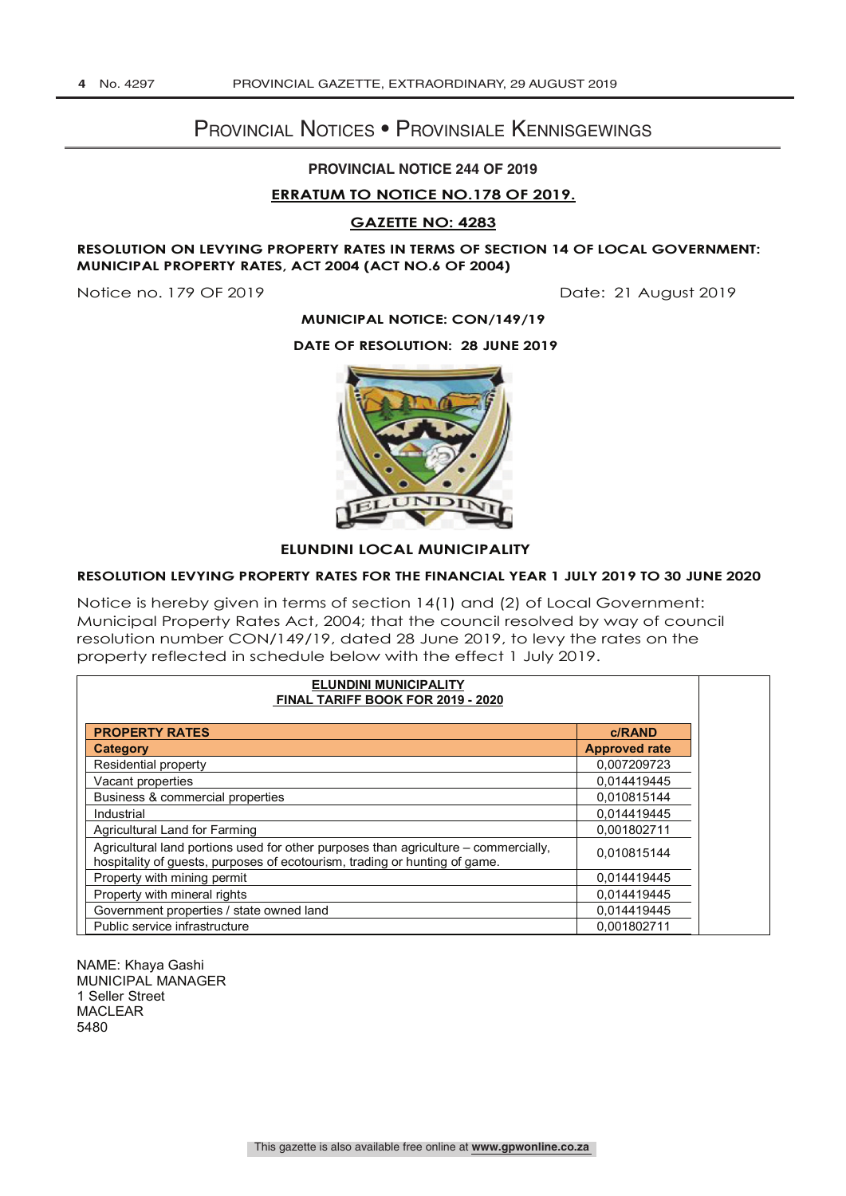# Provincial Notices • Provinsiale Kennisgewings

## PROVINCIAL NOTICE 244 OF 2019

**ERRATUM TO NOTICE NO.178 OF 2019.**

**GAZETTE NO: 4283**

**RESOLUTION ON LEVYING PROPERTY RATES IN TERMS OF SECTION 14 OF LOCAL GOVERNMENT: MUNICIPAL PROPERTY RATES, ACT 2004 (ACT NO.6 OF 2004)**

Notice no. 179 OF 2019 Date: 21 August 2019

**MUNICIPAL NOTICE: CON/149/19**

**DATE OF RESOLUTION: 28 JUNE 2019**

**ELUNDINI LOCAL MUNICIPALITY**

**RESOLUTION LEVYING PROPERTY RATES FOR THE FINANCIAL YEAR 1 JULY 2019 TO 30 JUNE 2020**

Notice is hereby given in terms of section 14(1) and (2) of Local Government: Municipal Property Rates Act, 2004; that the council resolved by way of council resolution number CON/149/19, dated 28 June 2019, to levy the rates on the property reflected in schedule below with the effect 1 July 2019.

**ELUNDINI MUNICIPALITY**
**FINAL TARIFF BOOK FOR 2019 - 2020**

| PROPERTY RATES | c/RAND |
|---|---|
| **Category** | **Approved rate** |
| Residential property | 0,007209723 |
| Vacant properties | 0,014419445 |
| Business & commercial properties | 0,010815144 |
| Industrial | 0,014419445 |
| Agricultural Land for Farming | 0,001802711 |
| Agricultural land portions used for other purposes than agriculture – commercially, hospitality of guests, purposes of ecotourism, trading or hunting of game. | 0,010815144 |
| Property with mining permit | 0,014419445 |
| Property with mineral rights | 0,014419445 |
| Government properties / state owned land | 0,014419445 |
| Public service infrastructure | 0,001802711 |

NAME: Khaya Gashi
MUNICIPAL MANAGER
1 Seller Street
MACLEAR
5480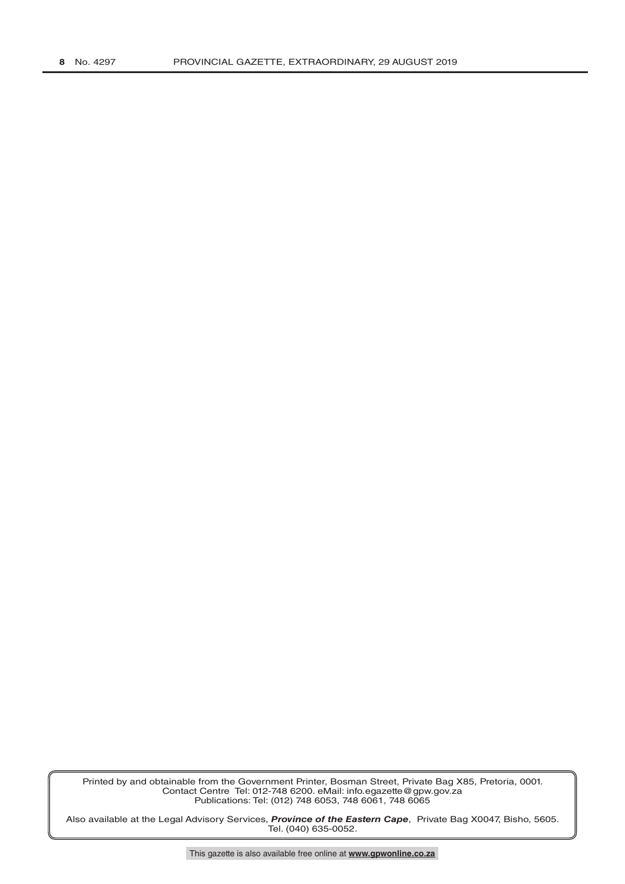Printed by and obtainable from the Government Printer, Bosman Street, Private Bag X85, Pretoria, 0001.
Contact Centre Tel: 012-748 6200. eMail: info.egazette@gpw.gov.za
Publications: Tel: (012) 748 6053, 748 6061, 748 6065

Also available at the Legal Advisory Services, ***Province of the Eastern Cape***, Private Bag X0047, Bisho, 5605.
Tel. (040) 635-0052.